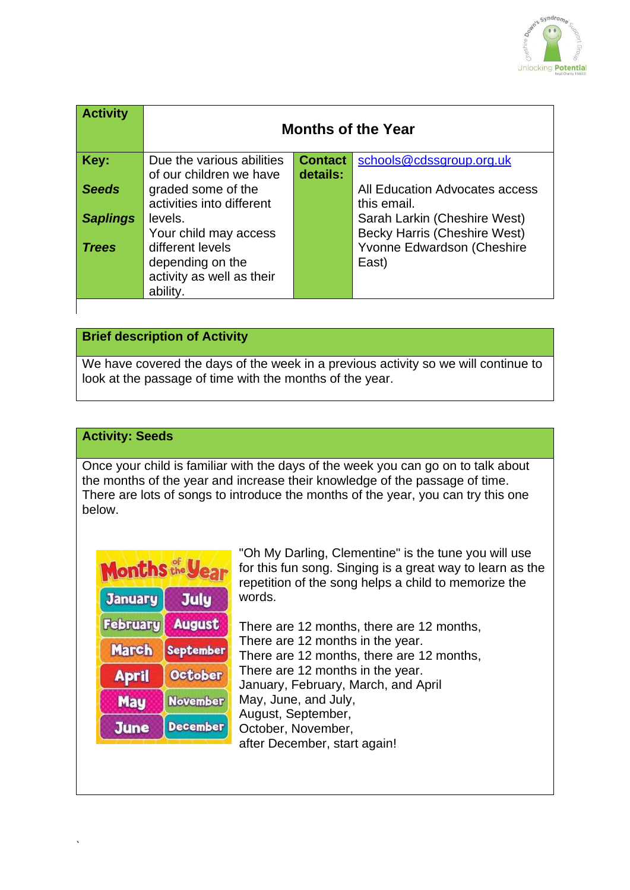| **Activity** | **Months of the Year** | | |
|---|---|---|---|
| **Key:**<br><br>***Seeds***<br><br>***Saplings***<br><br>***Trees*** | Due the various abilities of our children we have graded some of the activities into different levels.<br>Your child may access different levels depending on the activity as well as their ability. | **Contact details:** | schools@cdssgroup.org.uk<br><br>All Education Advocates access this email.<br>Sarah Larkin (Cheshire West)<br>Becky Harris (Cheshire West)<br>Yvonne Edwardson (Cheshire East) |

**Brief description of Activity**

We have covered the days of the week in a previous activity so we will continue to look at the passage of time with the months of the year.

**Activity: Seeds**

Once your child is familiar with the days of the week you can go on to talk about the months of the year and increase their knowledge of the passage of time. There are lots of songs to introduce the months of the year, you can try this one below.

"Oh My Darling, Clementine" is the tune you will use for this fun song. Singing is a great way to learn as the repetition of the song helps a child to memorize the words.

There are 12 months, there are 12 months,
There are 12 months in the year.
There are 12 months, there are 12 months,
There are 12 months in the year.
January, February, March, and April
May, June, and July,
August, September,
October, November,
after December, start again!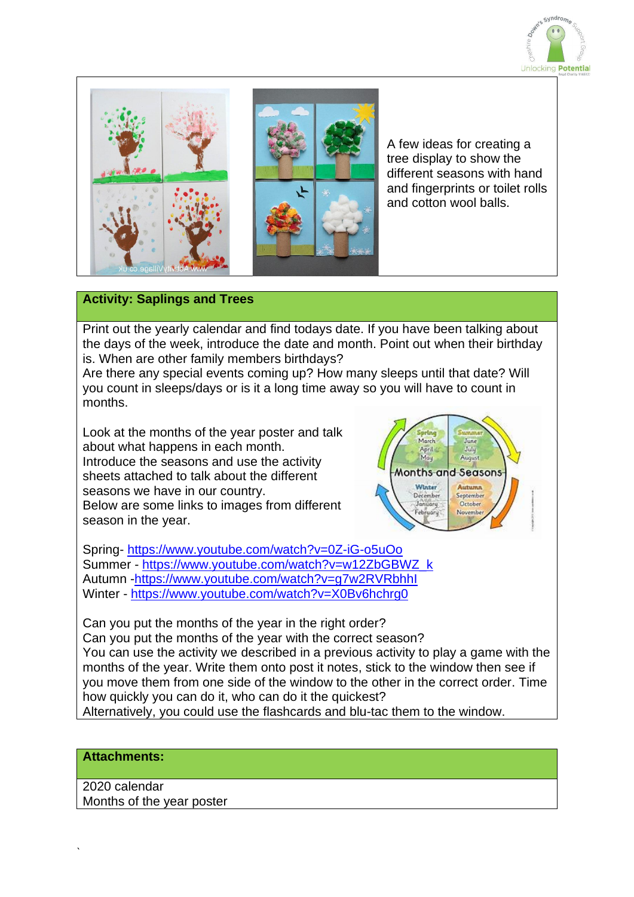A few ideas for creating a tree display to show the different seasons with hand and fingerprints or toilet rolls and cotton wool balls.

## Activity: Saplings and Trees

Print out the yearly calendar and find todays date. If you have been talking about the days of the week, introduce the date and month. Point out when their birthday is. When are other family members birthdays?

Are there any special events coming up? How many sleeps until that date? Will you count in sleeps/days or is it a long time away so you will have to count in months.

Look at the months of the year poster and talk about what happens in each month.

Introduce the seasons and use the activity sheets attached to talk about the different seasons we have in our country.

Below are some links to images from different season in the year.

Spring- https://www.youtube.com/watch?v=0Z-iG-o5uOo
Summer - https://www.youtube.com/watch?v=w12ZbGBWZ_k
Autumn -https://www.youtube.com/watch?v=g7w2RVRbhhI
Winter - https://www.youtube.com/watch?v=X0Bv6hchrg0

Can you put the months of the year in the right order?

Can you put the months of the year with the correct season?

You can use the activity we described in a previous activity to play a game with the months of the year. Write them onto post it notes, stick to the window then see if you move them from one side of the window to the other in the correct order. Time how quickly you can do it, who can do it the quickest?

Alternatively, you could use the flashcards and blu-tac them to the window.

## Attachments:

2020 calendar
Months of the year poster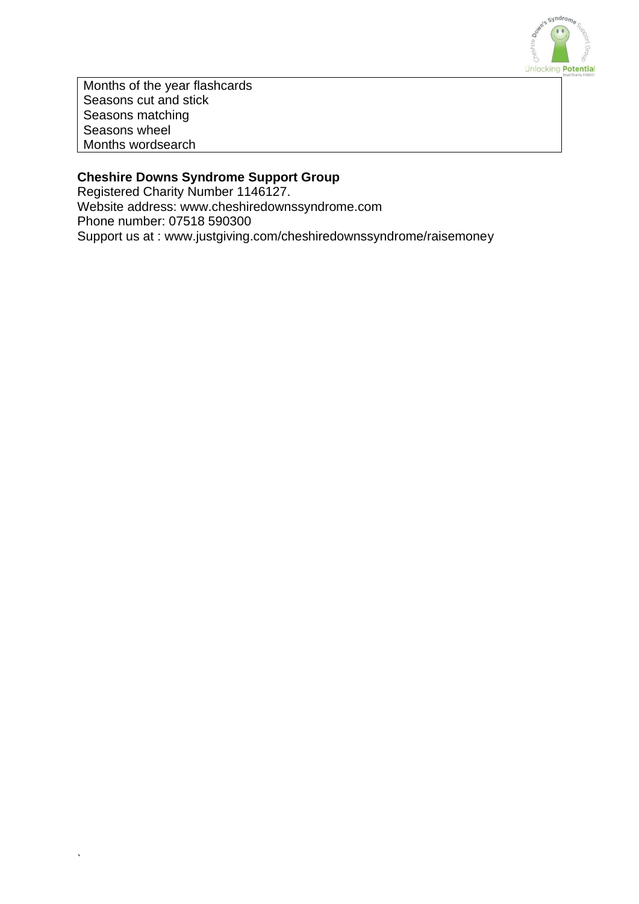| |
|---|
| Months of the year flashcards<br>Seasons cut and stick<br>Seasons matching<br>Seasons wheel<br>Months wordsearch |

**Cheshire Downs Syndrome Support Group**
Registered Charity Number 1146127.
Website address: www.cheshiredownssyndrome.com
Phone number: 07518 590300
Support us at : www.justgiving.com/cheshiredownssyndrome/raisemoney